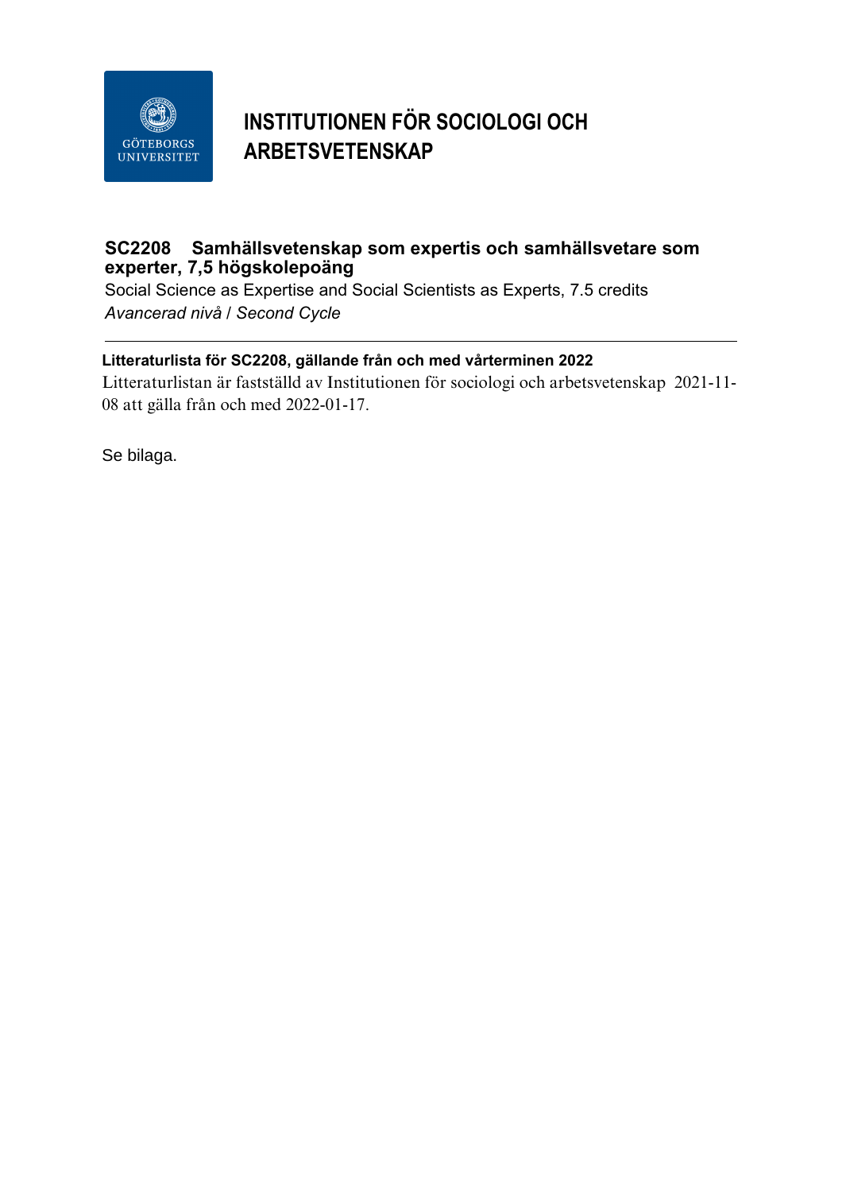# INSTITUTIONEN FÖR SOCIOLOGI OCH ARBETSVETENSKAP

## SC2208 Samhällsvetenskap som expertis och samhällsvetare som experter, 7,5 högskolepoäng

Social Science as Expertise and Social Scientists as Experts, 7.5 credits

*Avancerad nivå / Second Cycle*

---

**Litteraturlista för SC2208, gällande från och med vårterminen 2022**

Litteraturlistan är fastställd av Institutionen för sociologi och arbetsvetenskap 2021-11-08 att gälla från och med 2022-01-17.

Se bilaga.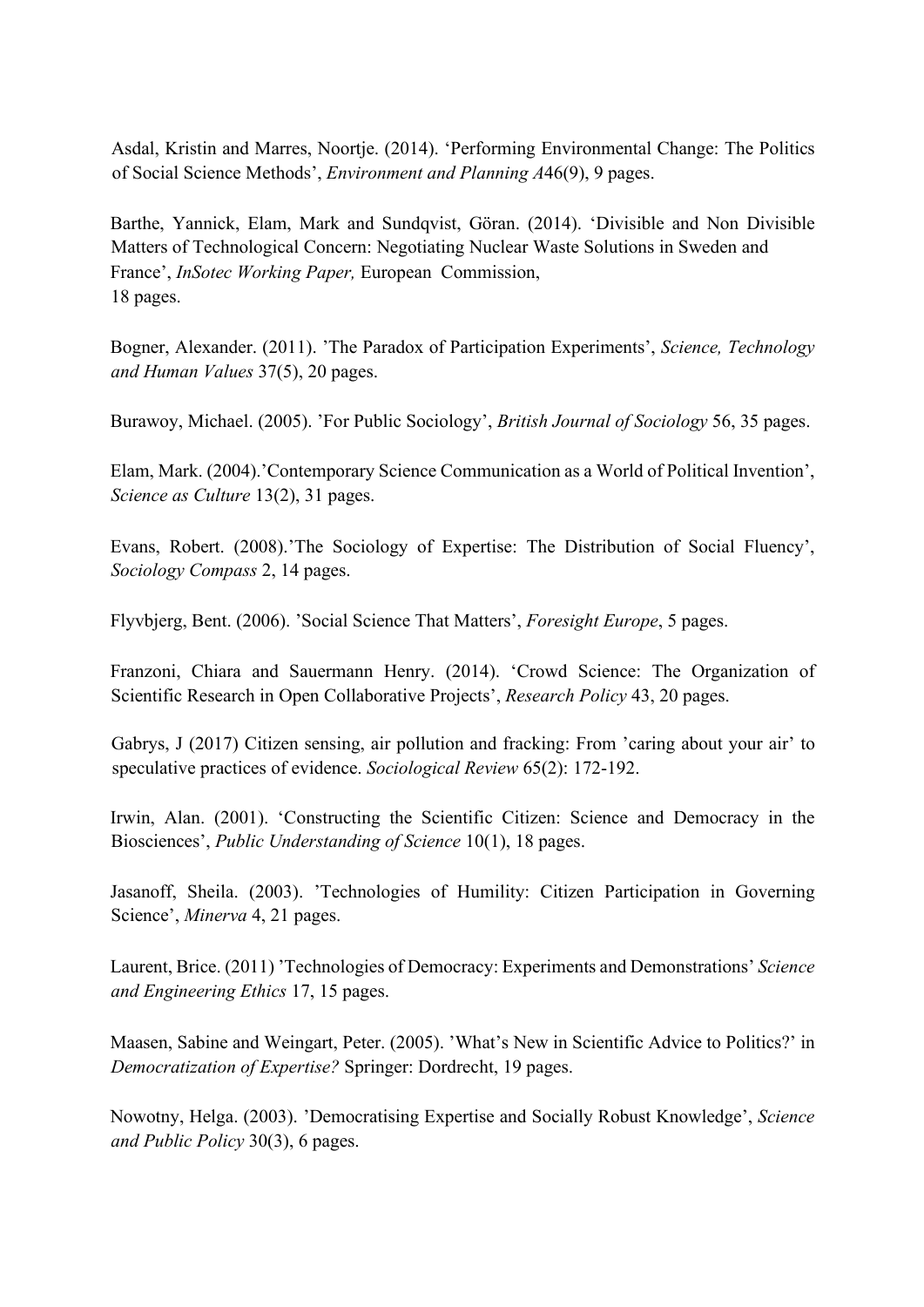Asdal, Kristin and Marres, Noortje. (2014). 'Performing Environmental Change: The Politics of Social Science Methods', *Environment and Planning A*46(9), 9 pages.

Barthe, Yannick, Elam, Mark and Sundqvist, Göran. (2014). 'Divisible and Non Divisible Matters of Technological Concern: Negotiating Nuclear Waste Solutions in Sweden and France', *InSotec Working Paper,* European Commission, 18 pages.

Bogner, Alexander. (2011). 'The Paradox of Participation Experiments', *Science, Technology and Human Values* 37(5), 20 pages.

Burawoy, Michael. (2005). 'For Public Sociology', *British Journal of Sociology* 56, 35 pages.

Elam, Mark. (2004).'Contemporary Science Communication as a World of Political Invention', *Science as Culture* 13(2), 31 pages.

Evans, Robert. (2008).'The Sociology of Expertise: The Distribution of Social Fluency', *Sociology Compass* 2, 14 pages.

Flyvbjerg, Bent. (2006). 'Social Science That Matters', *Foresight Europe*, 5 pages.

Franzoni, Chiara and Sauermann Henry. (2014). 'Crowd Science: The Organization of Scientific Research in Open Collaborative Projects', *Research Policy* 43, 20 pages.

Gabrys, J (2017) Citizen sensing, air pollution and fracking: From 'caring about your air' to speculative practices of evidence. *Sociological Review* 65(2): 172-192.

Irwin, Alan. (2001). 'Constructing the Scientific Citizen: Science and Democracy in the Biosciences', *Public Understanding of Science* 10(1), 18 pages.

Jasanoff, Sheila. (2003). 'Technologies of Humility: Citizen Participation in Governing Science', *Minerva* 4, 21 pages.

Laurent, Brice. (2011) 'Technologies of Democracy: Experiments and Demonstrations' *Science and Engineering Ethics* 17, 15 pages.

Maasen, Sabine and Weingart, Peter. (2005). 'What's New in Scientific Advice to Politics?' in *Democratization of Expertise?* Springer: Dordrecht, 19 pages.

Nowotny, Helga. (2003). 'Democratising Expertise and Socially Robust Knowledge', *Science and Public Policy* 30(3), 6 pages.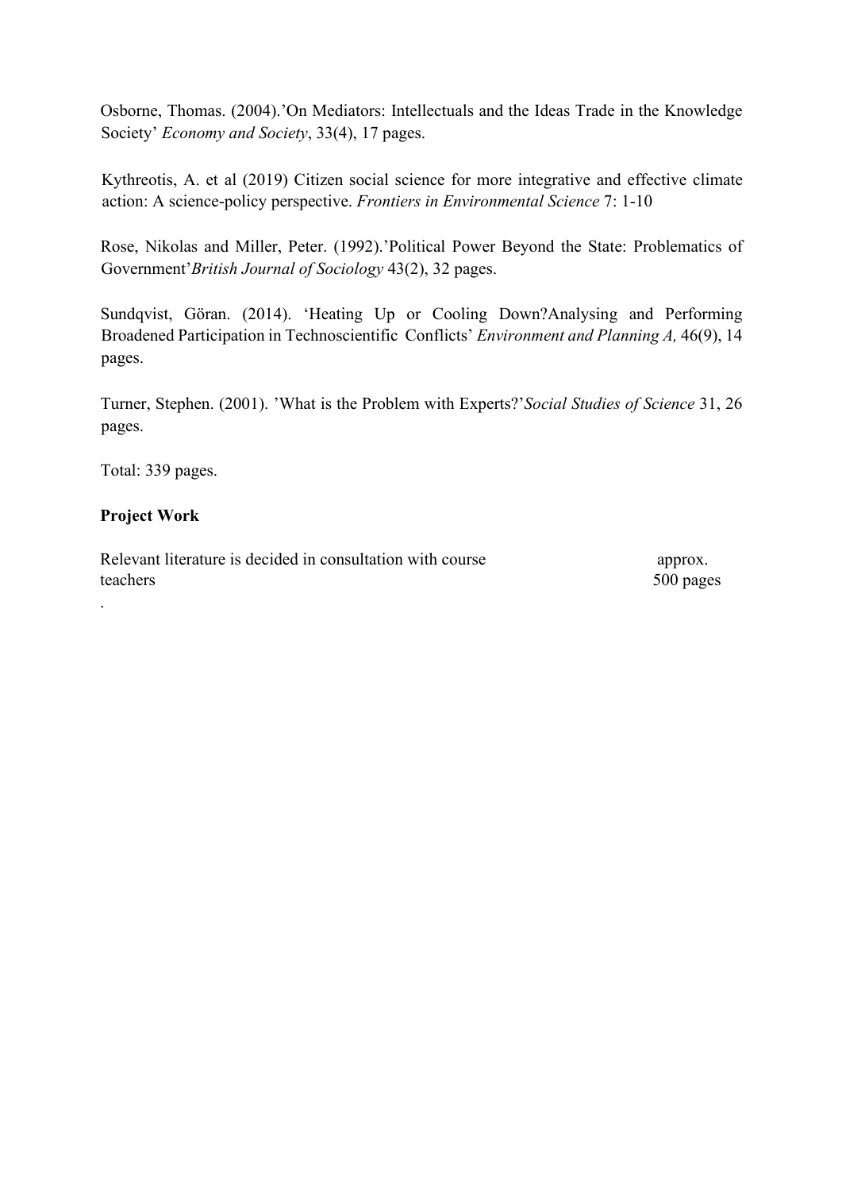Osborne, Thomas. (2004).'On Mediators: Intellectuals and the Ideas Trade in the Knowledge Society' *Economy and Society*, 33(4), 17 pages.

Kythreotis, A. et al (2019) Citizen social science for more integrative and effective climate action: A science-policy perspective. *Frontiers in Environmental Science* 7: 1-10

Rose, Nikolas and Miller, Peter. (1992).'Political Power Beyond the State: Problematics of Government'*British Journal of Sociology* 43(2), 32 pages.

Sundqvist, Göran. (2014). 'Heating Up or Cooling Down?Analysing and Performing Broadened Participation in Technoscientific Conflicts' *Environment and Planning A,* 46(9), 14 pages.

Turner, Stephen. (2001). 'What is the Problem with Experts?'*Social Studies of Science* 31, 26 pages.

Total: 339 pages.

**Project Work**

| | |
|---|---|
| Relevant literature is decided in consultation with course teachers | approx. 500 pages |

.